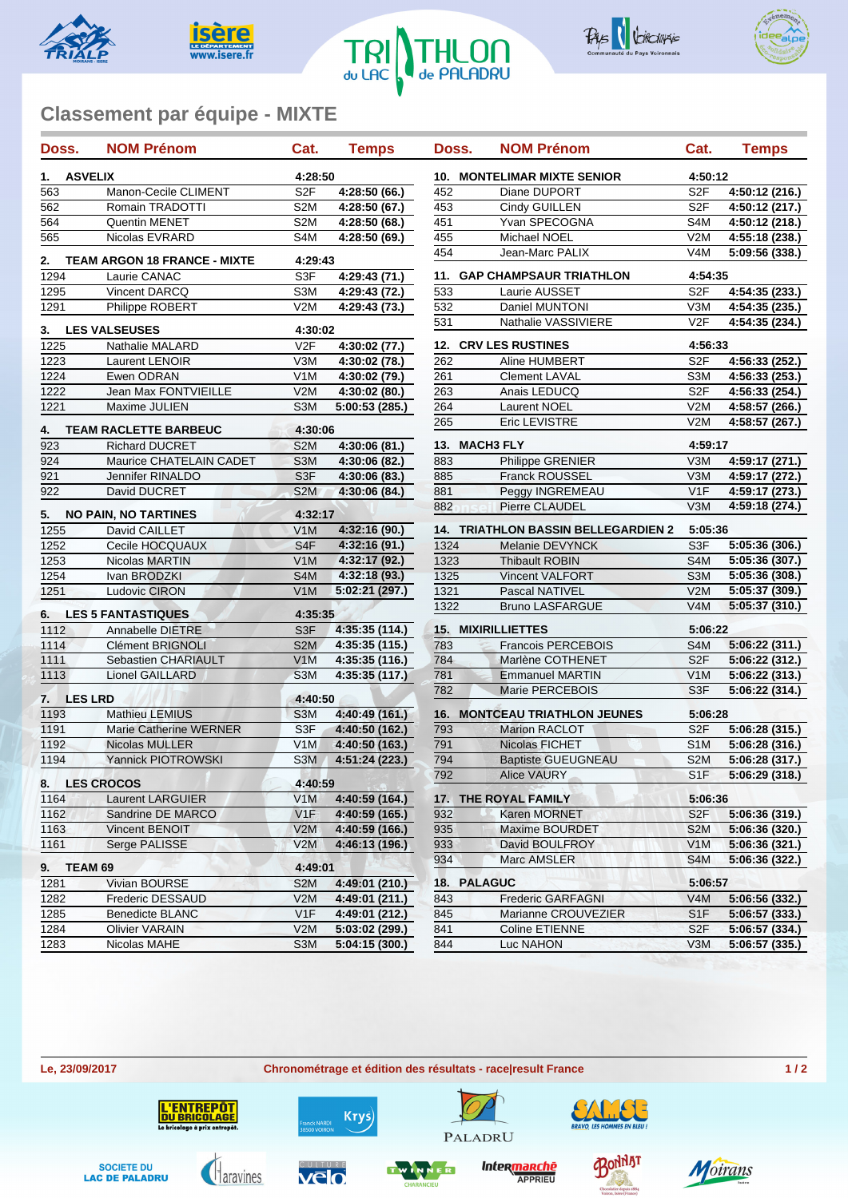# Classement par équipe - MIXTE

| Doss. | NOM Prénom | Cat. | Temps |
|---|---|---|---|
| **1.** | **ASVELIX** | | **4:28:50** |
| 563 | Manon-Cecile CLIMENT | S2F | 4:28:50 (66.) |
| 562 | Romain TRADOTTI | S2M | 4:28:50 (67.) |
| 564 | Quentin MENET | S2M | 4:28:50 (68.) |
| 565 | Nicolas EVRARD | S4M | 4:28:50 (69.) |
| **2.** | **TEAM ARGON 18 FRANCE - MIXTE** | | **4:29:43** |
| 1294 | Laurie CANAC | S3F | 4:29:43 (71.) |
| 1295 | Vincent DARCQ | S3M | 4:29:43 (72.) |
| 1291 | Philippe ROBERT | V2M | 4:29:43 (73.) |
| **3.** | **LES VALSEUSES** | | **4:30:02** |
| 1225 | Nathalie MALARD | V2F | 4:30:02 (77.) |
| 1223 | Laurent LENOIR | V3M | 4:30:02 (78.) |
| 1224 | Ewen ODRAN | V1M | 4:30:02 (79.) |
| 1222 | Jean Max FONTVIEILLE | V2M | 4:30:02 (80.) |
| 1221 | Maxime JULIEN | S3M | 5:00:53 (285.) |
| **4.** | **TEAM RACLETTE BARBEUC** | | **4:30:06** |
| 923 | Richard DUCRET | S2M | 4:30:06 (81.) |
| 924 | Maurice CHATELAIN CADET | S3M | 4:30:06 (82.) |
| 921 | Jennifer RINALDO | S3F | 4:30:06 (83.) |
| 922 | David DUCRET | S2M | 4:30:06 (84.) |
| **5.** | **NO PAIN, NO TARTINES** | | **4:32:17** |
| 1255 | David CAILLET | V1M | 4:32:16 (90.) |
| 1252 | Cecile HOCQUAUX | S4F | 4:32:16 (91.) |
| 1253 | Nicolas MARTIN | V1M | 4:32:17 (92.) |
| 1254 | Ivan BRODZKI | S4M | 4:32:18 (93.) |
| 1251 | Ludovic CIRON | V1M | 5:02:21 (297.) |
| **6.** | **LES 5 FANTASTIQUES** | | **4:35:35** |
| 1112 | Annabelle DIETRE | S3F | 4:35:35 (114.) |
| 1114 | Clément BRIGNOLI | S2M | 4:35:35 (115.) |
| 1111 | Sebastien CHARIAULT | V1M | 4:35:35 (116.) |
| 1113 | Lionel GAILLARD | S3M | 4:35:35 (117.) |
| **7.** | **LES LRD** | | **4:40:50** |
| 1193 | Mathieu LEMIUS | S3M | 4:40:49 (161.) |
| 1191 | Marie Catherine WERNER | S3F | 4:40:50 (162.) |
| 1192 | Nicolas MULLER | V1M | 4:40:50 (163.) |
| 1194 | Yannick PIOTROWSKI | S3M | 4:51:24 (223.) |
| **8.** | **LES CROCOS** | | **4:40:59** |
| 1164 | Laurent LARGUIER | V1M | 4:40:59 (164.) |
| 1162 | Sandrine DE MARCO | V1F | 4:40:59 (165.) |
| 1163 | Vincent BENOIT | V2M | 4:40:59 (166.) |
| 1161 | Serge PALISSE | V2M | 4:46:13 (196.) |
| **9.** | **TEAM 69** | | **4:49:01** |
| 1281 | Vivian BOURSE | S2M | 4:49:01 (210.) |
| 1282 | Frederic DESSAUD | V2M | 4:49:01 (211.) |
| 1285 | Benedicte BLANC | V1F | 4:49:01 (212.) |
| 1284 | Olivier VARAIN | V2M | 5:03:02 (299.) |
| 1283 | Nicolas MAHE | S3M | 5:04:15 (300.) |
| **10.** | **MONTELIMAR MIXTE SENIOR** | | **4:50:12** |
| 452 | Diane DUPORT | S2F | 4:50:12 (216.) |
| 453 | Cindy GUILLEN | S2F | 4:50:12 (217.) |
| 451 | Yvan SPECOGNA | S4M | 4:50:12 (218.) |
| 455 | Michael NOEL | V2M | 4:55:18 (238.) |
| 454 | Jean-Marc PALIX | V4M | 5:09:56 (338.) |
| **11.** | **GAP CHAMPSAUR TRIATHLON** | | **4:54:35** |
| 533 | Laurie AUSSET | S2F | 4:54:35 (233.) |
| 532 | Daniel MUNTONI | V3M | 4:54:35 (235.) |
| 531 | Nathalie VASSIVIERE | V2F | 4:54:35 (234.) |
| **12.** | **CRV LES RUSTINES** | | **4:56:33** |
| 262 | Aline HUMBERT | S2F | 4:56:33 (252.) |
| 261 | Clement LAVAL | S3M | 4:56:33 (253.) |
| 263 | Anais LEDUCQ | S2F | 4:56:33 (254.) |
| 264 | Laurent NOEL | V2M | 4:58:57 (266.) |
| 265 | Eric LEVISTRE | V2M | 4:58:57 (267.) |
| **13.** | **MACH3 FLY** | | **4:59:17** |
| 883 | Philippe GRENIER | V3M | 4:59:17 (271.) |
| 885 | Franck ROUSSEL | V3M | 4:59:17 (272.) |
| 881 | Peggy INGREMEAU | V1F | 4:59:17 (273.) |
| 882 | Pierre CLAUDEL | V3M | 4:59:18 (274.) |
| **14.** | **TRIATHLON BASSIN BELLEGARDIEN 2** | | **5:05:36** |
| 1324 | Melanie DEVYNCK | S3F | 5:05:36 (306.) |
| 1323 | Thibault ROBIN | S4M | 5:05:36 (307.) |
| 1325 | Vincent VALFORT | S3M | 5:05:36 (308.) |
| 1321 | Pascal NATIVEL | V2M | 5:05:37 (309.) |
| 1322 | Bruno LASFARGUE | V4M | 5:05:37 (310.) |
| **15.** | **MIXIRILLIETTES** | | **5:06:22** |
| 783 | Francois PERCEBOIS | S4M | 5:06:22 (311.) |
| 784 | Marlène COTHENET | S2F | 5:06:22 (312.) |
| 781 | Emmanuel MARTIN | V1M | 5:06:22 (313.) |
| 782 | Marie PERCEBOIS | S3F | 5:06:22 (314.) |
| **16.** | **MONTCEAU TRIATHLON JEUNES** | | **5:06:28** |
| 793 | Marion RACLOT | S2F | 5:06:28 (315.) |
| 791 | Nicolas FICHET | S1M | 5:06:28 (316.) |
| 794 | Baptiste GUEUGNEAU | S2M | 5:06:28 (317.) |
| 792 | Alice VAURY | S1F | 5:06:29 (318.) |
| **17.** | **THE ROYAL FAMILY** | | **5:06:36** |
| 932 | Karen MORNET | S2F | 5:06:36 (319.) |
| 935 | Maxime BOURDET | S2M | 5:06:36 (320.) |
| 933 | David BOULFROY | V1M | 5:06:36 (321.) |
| 934 | Marc AMSLER | S4M | 5:06:36 (322.) |
| **18.** | **PALAGUC** | | **5:06:57** |
| 843 | Frederic GARFAGNI | V4M | 5:06:56 (332.) |
| 845 | Marianne CROUVEZIER | S1F | 5:06:57 (333.) |
| 841 | Coline ETIENNE | S2F | 5:06:57 (334.) |
| 844 | Luc NAHON | V3M | 5:06:57 (335.) |

Le, 23/09/2017 — Chronométrage et édition des résultats - race|result France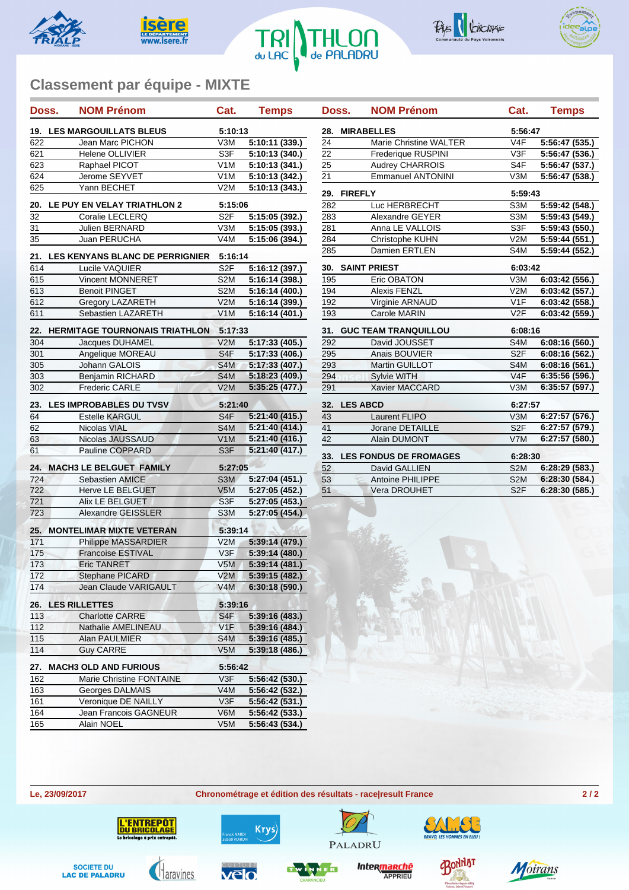## Classement par équipe - MIXTE

| Doss. | NOM Prénom | Cat. | Temps |
|---|---|---|---|
| **19.** | **LES MARGOUILLATS BLEUS** | **5:10:13** | |
| 622 | Jean Marc PICHON | V3M | **5:10:11 (339.)** |
| 621 | Helene OLLIVIER | S3F | **5:10:13 (340.)** |
| 623 | Raphael PICOT | V1M | **5:10:13 (341.)** |
| 624 | Jerome SEYVET | V1M | **5:10:13 (342.)** |
| 625 | Yann BECHET | V2M | **5:10:13 (343.)** |
| **20.** | **LE PUY EN VELAY TRIATHLON 2** | **5:15:06** | |
| 32 | Coralie LECLERQ | S2F | **5:15:05 (392.)** |
| 31 | Julien BERNARD | V3M | **5:15:05 (393.)** |
| 35 | Juan PERUCHA | V4M | **5:15:06 (394.)** |
| **21.** | **LES KENYANS BLANC DE PERRIGNIER** | **5:16:14** | |
| 614 | Lucile VAQUIER | S2F | **5:16:12 (397.)** |
| 615 | Vincent MONNERET | S2M | **5:16:14 (398.)** |
| 613 | Benoit PINGET | S2M | **5:16:14 (400.)** |
| 612 | Gregory LAZARETH | V2M | **5:16:14 (399.)** |
| 611 | Sebastien LAZARETH | V1M | **5:16:14 (401.)** |
| **22.** | **HERMITAGE TOURNONAIS TRIATHLON** | **5:17:33** | |
| 304 | Jacques DUHAMEL | V2M | **5:17:33 (405.)** |
| 301 | Angelique MOREAU | S4F | **5:17:33 (406.)** |
| 305 | Johann GALOIS | S4M | **5:17:33 (407.)** |
| 303 | Benjamin RICHARD | S4M | **5:18:23 (409.)** |
| 302 | Frederic CARLE | V2M | **5:35:25 (477.)** |
| **23.** | **LES IMPROBABLES DU TVSV** | **5:21:40** | |
| 64 | Estelle KARGUL | S4F | **5:21:40 (415.)** |
| 62 | Nicolas VIAL | S4M | **5:21:40 (414.)** |
| 63 | Nicolas JAUSSAUD | V1M | **5:21:40 (416.)** |
| 61 | Pauline COPPARD | S3F | **5:21:40 (417.)** |
| **24.** | **MACH3 LE BELGUET FAMILY** | **5:27:05** | |
| 724 | Sebastien AMICE | S3M | **5:27:04 (451.)** |
| 722 | Herve LE BELGUET | V5M | **5:27:05 (452.)** |
| 721 | Alix LE BELGUET | S3F | **5:27:05 (453.)** |
| 723 | Alexandre GEISSLER | S3M | **5:27:05 (454.)** |
| **25.** | **MONTELIMAR MIXTE VETERAN** | **5:39:14** | |
| 171 | Philippe MASSARDIER | V2M | **5:39:14 (479.)** |
| 175 | Francoise ESTIVAL | V3F | **5:39:14 (480.)** |
| 173 | Eric TANRET | V5M | **5:39:14 (481.)** |
| 172 | Stephane PICARD | V2M | **5:39:15 (482.)** |
| 174 | Jean Claude VARIGAULT | V4M | **6:30:18 (590.)** |
| **26.** | **LES RILLETTES** | **5:39:16** | |
| 113 | Charlotte CARRE | S4F | **5:39:16 (483.)** |
| 112 | Nathalie AMELINEAU | V1F | **5:39:16 (484.)** |
| 115 | Alan PAULMIER | S4M | **5:39:16 (485.)** |
| 114 | Guy CARRE | V5M | **5:39:18 (486.)** |
| **27.** | **MACH3 OLD AND FURIOUS** | **5:56:42** | |
| 162 | Marie Christine FONTAINE | V3F | **5:56:42 (530.)** |
| 163 | Georges DALMAIS | V4M | **5:56:42 (532.)** |
| 161 | Veronique DE NAILLY | V3F | **5:56:42 (531.)** |
| 164 | Jean Francois GAGNEUR | V6M | **5:56:42 (533.)** |
| 165 | Alain NOEL | V5M | **5:56:43 (534.)** |
| **28.** | **MIRABELLES** | **5:56:47** | |
| 24 | Marie Christine WALTER | V4F | **5:56:47 (535.)** |
| 22 | Frederique RUSPINI | V3F | **5:56:47 (536.)** |
| 25 | Audrey CHARROIS | S4F | **5:56:47 (537.)** |
| 21 | Emmanuel ANTONINI | V3M | **5:56:47 (538.)** |
| **29.** | **FIREFLY** | **5:59:43** | |
| 282 | Luc HERBRECHT | S3M | **5:59:42 (548.)** |
| 283 | Alexandre GEYER | S3M | **5:59:43 (549.)** |
| 281 | Anna LE VALLOIS | S3F | **5:59:43 (550.)** |
| 284 | Christophe KUHN | V2M | **5:59:44 (551.)** |
| 285 | Damien ERTLEN | S4M | **5:59:44 (552.)** |
| **30.** | **SAINT PRIEST** | **6:03:42** | |
| 195 | Eric OBATON | V3M | **6:03:42 (556.)** |
| 194 | Alexis FENZL | V2M | **6:03:42 (557.)** |
| 192 | Virginie ARNAUD | V1F | **6:03:42 (558.)** |
| 193 | Carole MARIN | V2F | **6:03:42 (559.)** |
| **31.** | **GUC TEAM TRANQUILLOU** | **6:08:16** | |
| 292 | David JOUSSET | S4M | **6:08:16 (560.)** |
| 295 | Anais BOUVIER | S2F | **6:08:16 (562.)** |
| 293 | Martin GUILLOT | S4M | **6:08:16 (561.)** |
| 294 | Sylvie WITH | V4F | **6:35:56 (596.)** |
| 291 | Xavier MACCARD | V3M | **6:35:57 (597.)** |
| **32.** | **LES ABCD** | **6:27:57** | |
| 43 | Laurent FLIPO | V3M | **6:27:57 (576.)** |
| 41 | Jorane DETAILLE | S2F | **6:27:57 (579.)** |
| 42 | Alain DUMONT | V7M | **6:27:57 (580.)** |
| **33.** | **LES FONDUS DE FROMAGES** | **6:28:30** | |
| 52 | David GALLIEN | S2M | **6:28:29 (583.)** |
| 53 | Antoine PHILIPPE | S2M | **6:28:30 (584.)** |
| 51 | Vera DROUHET | S2F | **6:28:30 (585.)** |

Le, 23/09/2017 — Chronométrage et édition des résultats - race|result France